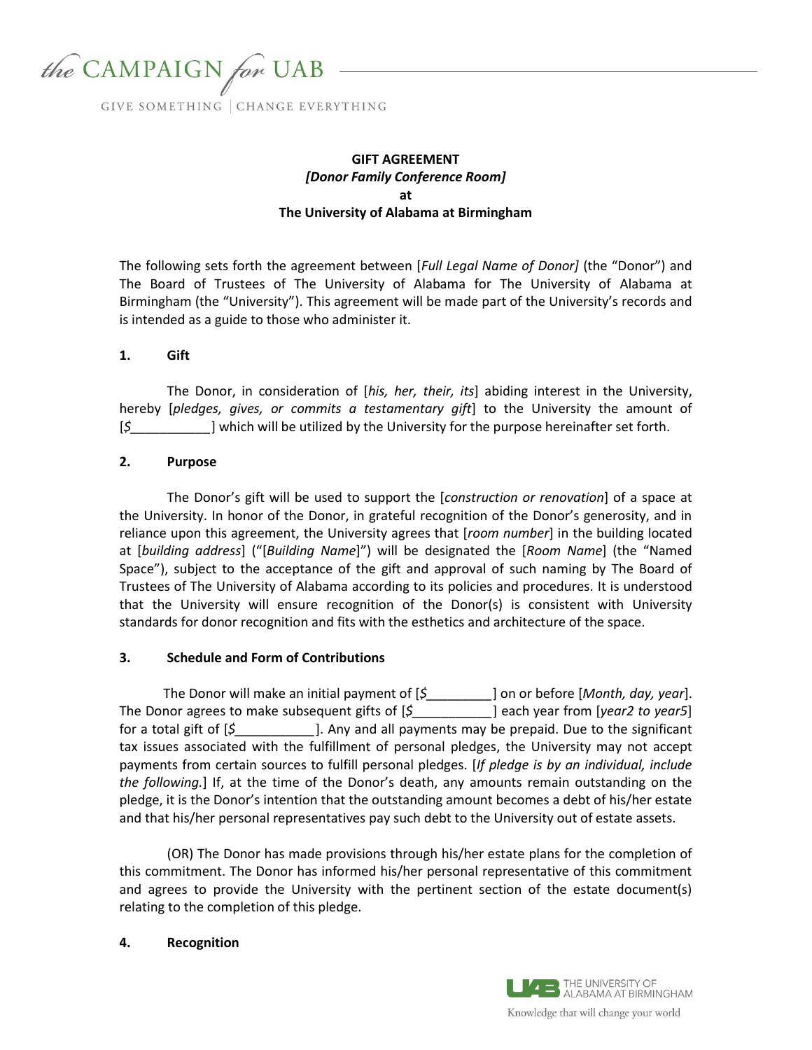**GIFT AGREEMENT**
***[Donor Family Conference Room]***
**at**
**The University of Alabama at Birmingham**

The following sets forth the agreement between [*Full Legal Name of Donor]* (the "Donor") and The Board of Trustees of The University of Alabama for The University of Alabama at Birmingham (the "University"). This agreement will be made part of the University's records and is intended as a guide to those who administer it.

## 1. Gift

The Donor, in consideration of [*his, her, their, its*] abiding interest in the University, hereby [*pledges, gives, or commits a testamentary gift*] to the University the amount of [*$*___________] which will be utilized by the University for the purpose hereinafter set forth.

## 2. Purpose

The Donor's gift will be used to support the [*construction or renovation*] of a space at the University. In honor of the Donor, in grateful recognition of the Donor's generosity, and in reliance upon this agreement, the University agrees that [*room number*] in the building located at [*building address*] ("[*Building Name*]") will be designated the [*Room Name*] (the "Named Space"), subject to the acceptance of the gift and approval of such naming by The Board of Trustees of The University of Alabama according to its policies and procedures. It is understood that the University will ensure recognition of the Donor(s) is consistent with University standards for donor recognition and fits with the esthetics and architecture of the space.

## 3. Schedule and Form of Contributions

The Donor will make an initial payment of [*$*_________] on or before [*Month, day, year*]. The Donor agrees to make subsequent gifts of [*$*___________] each year from [*year2 to year5*] for a total gift of [*$*___________]. Any and all payments may be prepaid. Due to the significant tax issues associated with the fulfillment of personal pledges, the University may not accept payments from certain sources to fulfill personal pledges. [*If pledge is by an individual, include the following.*] If, at the time of the Donor's death, any amounts remain outstanding on the pledge, it is the Donor's intention that the outstanding amount becomes a debt of his/her estate and that his/her personal representatives pay such debt to the University out of estate assets.

(OR) The Donor has made provisions through his/her estate plans for the completion of this commitment. The Donor has informed his/her personal representative of this commitment and agrees to provide the University with the pertinent section of the estate document(s) relating to the completion of this pledge.

## 4. Recognition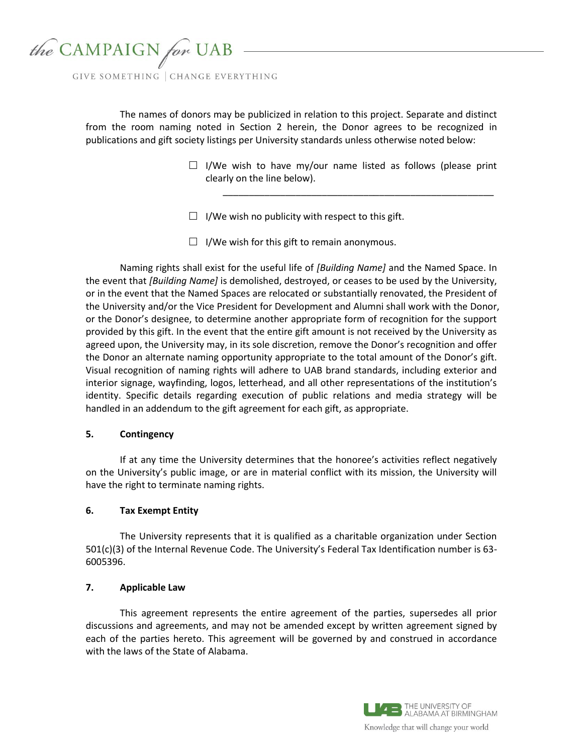The names of donors may be publicized in relation to this project. Separate and distinct from the room naming noted in Section 2 herein, the Donor agrees to be recognized in publications and gift society listings per University standards unless otherwise noted below:

☐ I/We wish to have my/our name listed as follows (please print clearly on the line below).

\_\_\_\_\_\_\_\_\_\_\_\_\_\_\_\_\_\_\_\_\_\_\_\_\_\_\_\_\_\_\_\_\_\_\_\_\_\_\_\_\_\_\_\_\_\_\_\_\_\_

☐ I/We wish no publicity with respect to this gift.

☐ I/We wish for this gift to remain anonymous.

Naming rights shall exist for the useful life of *[Building Name]* and the Named Space. In the event that *[Building Name]* is demolished, destroyed, or ceases to be used by the University, or in the event that the Named Spaces are relocated or substantially renovated, the President of the University and/or the Vice President for Development and Alumni shall work with the Donor, or the Donor's designee, to determine another appropriate form of recognition for the support provided by this gift. In the event that the entire gift amount is not received by the University as agreed upon, the University may, in its sole discretion, remove the Donor's recognition and offer the Donor an alternate naming opportunity appropriate to the total amount of the Donor's gift. Visual recognition of naming rights will adhere to UAB brand standards, including exterior and interior signage, wayfinding, logos, letterhead, and all other representations of the institution's identity. Specific details regarding execution of public relations and media strategy will be handled in an addendum to the gift agreement for each gift, as appropriate.

**5. Contingency**

If at any time the University determines that the honoree's activities reflect negatively on the University's public image, or are in material conflict with its mission, the University will have the right to terminate naming rights.

**6. Tax Exempt Entity**

The University represents that it is qualified as a charitable organization under Section 501(c)(3) of the Internal Revenue Code. The University's Federal Tax Identification number is 63-6005396.

**7. Applicable Law**

This agreement represents the entire agreement of the parties, supersedes all prior discussions and agreements, and may not be amended except by written agreement signed by each of the parties hereto. This agreement will be governed by and construed in accordance with the laws of the State of Alabama.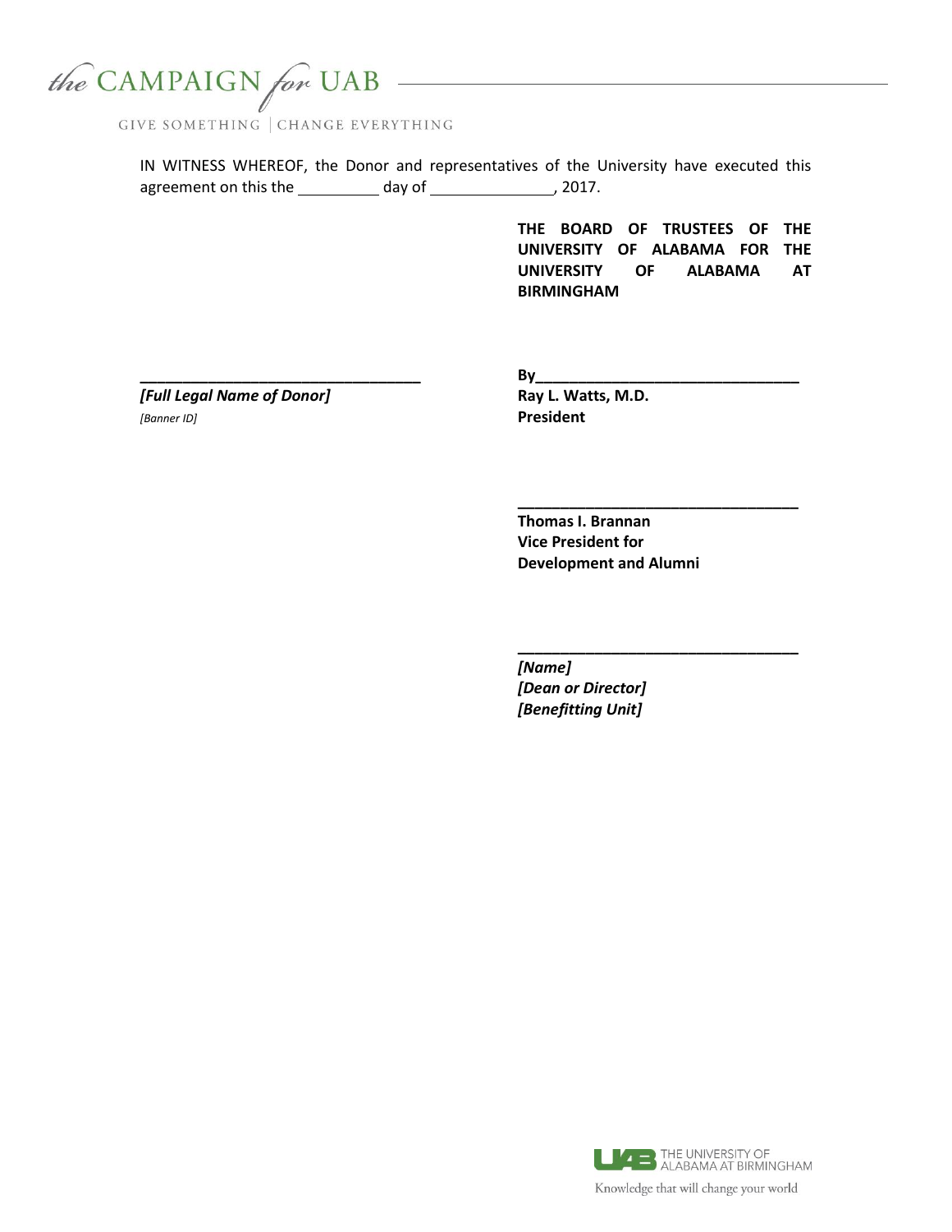IN WITNESS WHEREOF, the Donor and representatives of the University have executed this agreement on this the __________ day of _______________, 2017.

**THE BOARD OF TRUSTEES OF THE UNIVERSITY OF ALABAMA FOR THE UNIVERSITY OF ALABAMA AT BIRMINGHAM**

___________________________________
***[Full Legal Name of Donor]***
*[Banner ID]*

**By___________________________________**
**Ray L. Watts, M.D.**
**President**

___________________________________
**Thomas I. Brannan**
**Vice President for**
**Development and Alumni**

___________________________________
***[Name]***
***[Dean or Director]***
***[Benefitting Unit]***